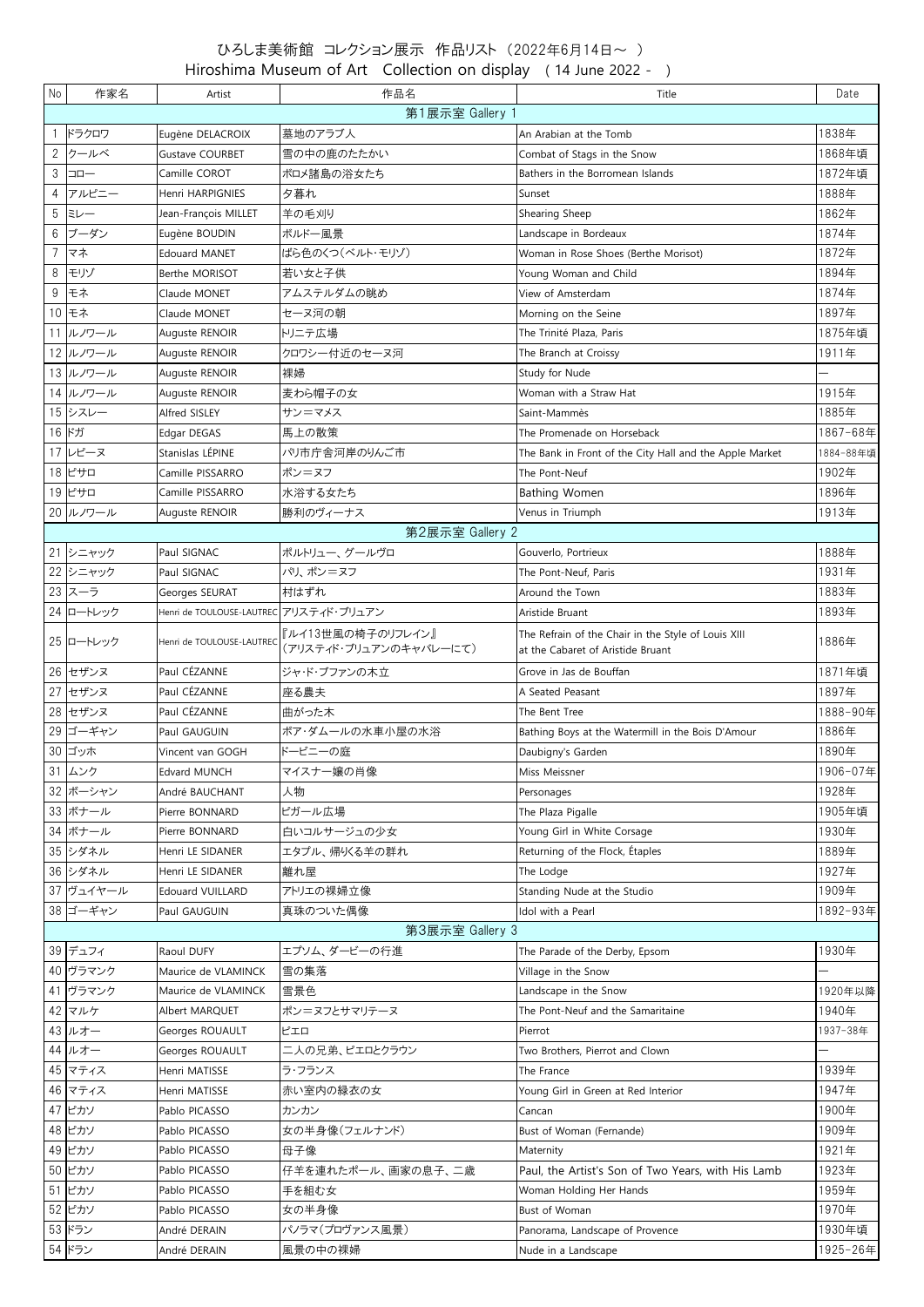# ひろしま美術館　コレクション展示　作品リスト（2022年6月14日～　）

Hiroshima Museum of Art　Collection on display　( 14 June 2022 -　)

| No | 作家名 | Artist | 作品名 | Title | Date |
|---|---|---|---|---|---|
| 第1展示室 Gallery 1 | | | | | |
| 1 | ドラクロワ | Eugène DELACROIX | 墓地のアラブ人 | An Arabian at the Tomb | 1838年 |
| 2 | クールベ | Gustave COURBET | 雪の中の鹿のたたかい | Combat of Stags in the Snow | 1868年頃 |
| 3 | コロー | Camille COROT | ボロメ諸島の浴女たち | Bathers in the Borromean Islands | 1872年頃 |
| 4 | アルピニー | Henri HARPIGNIES | 夕暮れ | Sunset | 1888年 |
| 5 | ミレー | Jean-François MILLET | 羊の毛刈り | Shearing Sheep | 1862年 |
| 6 | ブーダン | Eugène BOUDIN | ボルドー風景 | Landscape in Bordeaux | 1874年 |
| 7 | マネ | Edouard MANET | ばら色のくつ(ベルト・モリゾ) | Woman in Rose Shoes (Berthe Morisot) | 1872年 |
| 8 | モリゾ | Berthe MORISOT | 若い女と子供 | Young Woman and Child | 1894年 |
| 9 | モネ | Claude MONET | アムステルダムの眺め | View of Amsterdam | 1874年 |
| 10 | モネ | Claude MONET | セーヌ河の朝 | Morning on the Seine | 1897年 |
| 11 | ルノワール | Auguste RENOIR | トリニテ広場 | The Trinité Plaza, Paris | 1875年頃 |
| 12 | ルノワール | Auguste RENOIR | クロワシー付近のセーヌ河 | The Branch at Croissy | 1911年 |
| 13 | ルノワール | Auguste RENOIR | 裸婦 | Study for Nude | ― |
| 14 | ルノワール | Auguste RENOIR | 麦わら帽子の女 | Woman with a Straw Hat | 1915年 |
| 15 | シスレー | Alfred SISLEY | サン＝マメス | Saint-Mammès | 1885年 |
| 16 | ドガ | Edgar DEGAS | 馬上の散策 | The Promenade on Horseback | 1867-68年 |
| 17 | レピーヌ | Stanislas LÉPINE | パリ市庁舎河岸のりんご市 | The Bank in Front of the City Hall and the Apple Market | 1884-88年頃 |
| 18 | ピサロ | Camille PISSARRO | ポン＝ヌフ | The Pont-Neuf | 1902年 |
| 19 | ピサロ | Camille PISSARRO | 水浴する女たち | Bathing Women | 1896年 |
| 20 | ルノワール | Auguste RENOIR | 勝利のヴィーナス | Venus in Triumph | 1913年 |
| 第2展示室 Gallery 2 | | | | | |
| 21 | シニャック | Paul SIGNAC | ポルトリュー、グールヴロ | Gouverlo, Portrieux | 1888年 |
| 22 | シニャック | Paul SIGNAC | パリ、ポン＝ヌフ | The Pont-Neuf, Paris | 1931年 |
| 23 | スーラ | Georges SEURAT | 村はずれ | Around the Town | 1883年 |
| 24 | ロートレック | Henri de TOULOUSE-LAUTREC | アリスティド・ブリュアン | Aristide Bruant | 1893年 |
| 25 | ロートレック | Henri de TOULOUSE-LAUTREC | 『ルイ13世風の椅子のリフレイン』（アリスティド・ブリュアンのキャバレーにて） | The Refrain of the Chair in the Style of Louis XIII at the Cabaret of Aristide Bruant | 1886年 |
| 26 | セザンヌ | Paul CÉZANNE | ジャ・ド・ブファンの木立 | Grove in Jas de Bouffan | 1871年頃 |
| 27 | セザンヌ | Paul CÉZANNE | 座る農夫 | A Seated Peasant | 1897年 |
| 28 | セザンヌ | Paul CÉZANNE | 曲がった木 | The Bent Tree | 1888-90年 |
| 29 | ゴーギャン | Paul GAUGUIN | ボア・ダムールの水車小屋の水浴 | Bathing Boys at the Watermill in the Bois D'Amour | 1886年 |
| 30 | ゴッホ | Vincent van GOGH | ドービニーの庭 | Daubigny's Garden | 1890年 |
| 31 | ムンク | Edvard MUNCH | マイスナー嬢の肖像 | Miss Meissner | 1906-07年 |
| 32 | ボーシャン | André BAUCHANT | 人物 | Personages | 1928年 |
| 33 | ボナール | Pierre BONNARD | ピガール広場 | The Plaza Pigalle | 1905年頃 |
| 34 | ボナール | Pierre BONNARD | 白いコルサージュの少女 | Young Girl in White Corsage | 1930年 |
| 35 | シダネル | Henri LE SIDANER | エタプル、帰りくる羊の群れ | Returning of the Flock, Étaples | 1889年 |
| 36 | シダネル | Henri LE SIDANER | 離れ屋 | The Lodge | 1927年 |
| 37 | ヴュイヤール | Edouard VUILLARD | アトリエの裸婦立像 | Standing Nude at the Studio | 1909年 |
| 38 | ゴーギャン | Paul GAUGUIN | 真珠のついた偶像 | Idol with a Pearl | 1892-93年 |
| 第3展示室 Gallery 3 | | | | | |
| 39 | デュフィ | Raoul DUFY | エプソム、ダービーの行進 | The Parade of the Derby, Epsom | 1930年 |
| 40 | ヴラマンク | Maurice de VLAMINCK | 雪の集落 | Village in the Snow | ― |
| 41 | ヴラマンク | Maurice de VLAMINCK | 雪景色 | Landscape in the Snow | 1920年以降 |
| 42 | マルケ | Albert MARQUET | ポン＝ヌフとサマリテーヌ | The Pont-Neuf and the Samaritaine | 1940年 |
| 43 | ルオー | Georges ROUAULT | ピエロ | Pierrot | 1937-38年 |
| 44 | ルオー | Georges ROUAULT | 二人の兄弟、ピエロとクラウン | Two Brothers, Pierrot and Clown | ― |
| 45 | マティス | Henri MATISSE | ラ・フランス | The France | 1939年 |
| 46 | マティス | Henri MATISSE | 赤い室内の緑衣の女 | Young Girl in Green at Red Interior | 1947年 |
| 47 | ピカソ | Pablo PICASSO | カンカン | Cancan | 1900年 |
| 48 | ピカソ | Pablo PICASSO | 女の半身像(フェルナンド) | Bust of Woman (Fernande) | 1909年 |
| 49 | ピカソ | Pablo PICASSO | 母子像 | Maternity | 1921年 |
| 50 | ピカソ | Pablo PICASSO | 仔羊を連れたポール、画家の息子、二歳 | Paul, the Artist's Son of Two Years, with His Lamb | 1923年 |
| 51 | ピカソ | Pablo PICASSO | 手を組む女 | Woman Holding Her Hands | 1959年 |
| 52 | ピカソ | Pablo PICASSO | 女の半身像 | Bust of Woman | 1970年 |
| 53 | ドラン | André DERAIN | パノラマ(プロヴァンス風景) | Panorama, Landscape of Provence | 1930年頃 |
| 54 | ドラン | André DERAIN | 風景の中の裸婦 | Nude in a Landscape | 1925-26年 |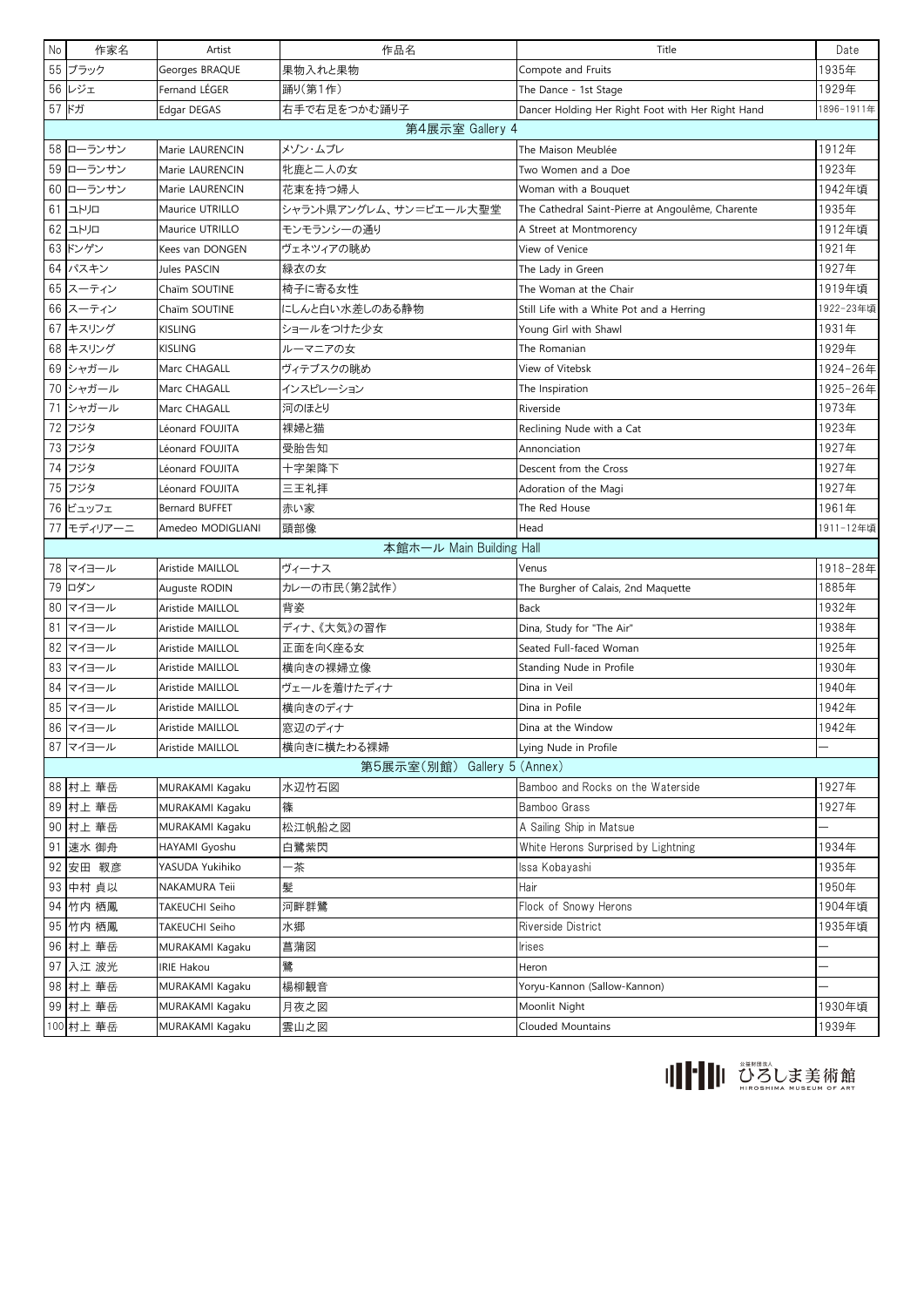| No | 作家名 | Artist | 作品名 | Title | Date |
|---|---|---|---|---|---|
| 55 | ブラック | Georges BRAQUE | 果物入れと果物 | Compote and Fruits | 1935年 |
| 56 | レジェ | Fernand LÉGER | 踊り(第1作) | The Dance - 1st Stage | 1929年 |
| 57 | ドガ | Edgar DEGAS | 右手で右足をつかむ踊り子 | Dancer Holding Her Right Foot with Her Right Hand | 1896-1911年 |
| | | | 第4展示室 Gallery 4 | | |
| 58 | ローランサン | Marie LAURENCIN | メゾン・ムブレ | The Maison Meublée | 1912年 |
| 59 | ローランサン | Marie LAURENCIN | 牝鹿と二人の女 | Two Women and a Doe | 1923年 |
| 60 | ローランサン | Marie LAURENCIN | 花束を持つ婦人 | Woman with a Bouquet | 1942年頃 |
| 61 | ユトリロ | Maurice UTRILLO | シャラント県アングレム、サン=ピエール大聖堂 | The Cathedral Saint-Pierre at Angoulême, Charente | 1935年 |
| 62 | ユトリロ | Maurice UTRILLO | モンモランシーの通り | A Street at Montmorency | 1912年頃 |
| 63 | ドンゲン | Kees van DONGEN | ヴェネツィアの眺め | View of Venice | 1921年 |
| 64 | パスキン | Jules PASCIN | 緑衣の女 | The Lady in Green | 1927年 |
| 65 | スーティン | Chaïm SOUTINE | 椅子に寄る女性 | The Woman at the Chair | 1919年頃 |
| 66 | スーティン | Chaïm SOUTINE | にしんと白い水差しのある静物 | Still Life with a White Pot and a Herring | 1922-23年頃 |
| 67 | キスリング | KISLING | ショールをつけた少女 | Young Girl with Shawl | 1931年 |
| 68 | キスリング | KISLING | ルーマニアの女 | The Romanian | 1929年 |
| 69 | シャガール | Marc CHAGALL | ヴィテブスクの眺め | View of Vitebsk | 1924-26年 |
| 70 | シャガール | Marc CHAGALL | インスピレーション | The Inspiration | 1925-26年 |
| 71 | シャガール | Marc CHAGALL | 河のほとり | Riverside | 1973年 |
| 72 | フジタ | Léonard FOUJITA | 裸婦と猫 | Reclining Nude with a Cat | 1923年 |
| 73 | フジタ | Léonard FOUJITA | 受胎告知 | Annonciation | 1927年 |
| 74 | フジタ | Léonard FOUJITA | 十字架降下 | Descent from the Cross | 1927年 |
| 75 | フジタ | Léonard FOUJITA | 三王礼拝 | Adoration of the Magi | 1927年 |
| 76 | ビュッフェ | Bernard BUFFET | 赤い家 | The Red House | 1961年 |
| 77 | モディリアーニ | Amedeo MODIGLIANI | 頭部像 | Head | 1911-12年頃 |
| | | | 本館ホール Main Building Hall | | |
| 78 | マイヨール | Aristide MAILLOL | ヴィーナス | Venus | 1918-28年 |
| 79 | ロダン | Auguste RODIN | カレーの市民(第2試作) | The Burgher of Calais, 2nd Maquette | 1885年 |
| 80 | マイヨール | Aristide MAILLOL | 背姿 | Back | 1932年 |
| 81 | マイヨール | Aristide MAILLOL | ディナ、《大気》の習作 | Dina, Study for "The Air" | 1938年 |
| 82 | マイヨール | Aristide MAILLOL | 正面を向く座る女 | Seated Full-faced Woman | 1925年 |
| 83 | マイヨール | Aristide MAILLOL | 横向きの裸婦立像 | Standing Nude in Profile | 1930年 |
| 84 | マイヨール | Aristide MAILLOL | ヴェールを着けたディナ | Dina in Veil | 1940年 |
| 85 | マイヨール | Aristide MAILLOL | 横向きのディナ | Dina in Pofile | 1942年 |
| 86 | マイヨール | Aristide MAILLOL | 窓辺のディナ | Dina at the Window | 1942年 |
| 87 | マイヨール | Aristide MAILLOL | 横向きに横たわる裸婦 | Lying Nude in Profile | ― |
| | | | 第5展示室(別館) Gallery 5 (Annex) | | |
| 88 | 村上 華岳 | MURAKAMI Kagaku | 水辺竹石図 | Bamboo and Rocks on the Waterside | 1927年 |
| 89 | 村上 華岳 | MURAKAMI Kagaku | 篠 | Bamboo Grass | 1927年 |
| 90 | 村上 華岳 | MURAKAMI Kagaku | 松江帆船之図 | A Sailing Ship in Matsue | ― |
| 91 | 速水 御舟 | HAYAMI Gyoshu | 白鷺紫閃 | White Herons Surprised by Lightning | 1934年 |
| 92 | 安田 靫彦 | YASUDA Yukihiko | 一茶 | Issa Kobayashi | 1935年 |
| 93 | 中村 貞以 | NAKAMURA Teii | 髪 | Hair | 1950年 |
| 94 | 竹内 栖鳳 | TAKEUCHI Seiho | 河畔群鷺 | Flock of Snowy Herons | 1904年頃 |
| 95 | 竹内 栖鳳 | TAKEUCHI Seiho | 水郷 | Riverside District | 1935年頃 |
| 96 | 村上 華岳 | MURAKAMI Kagaku | 菖蒲図 | Irises | ― |
| 97 | 入江 波光 | IRIE Hakou | 鷺 | Heron | ― |
| 98 | 村上 華岳 | MURAKAMI Kagaku | 楊柳観音 | Yoryu-Kannon (Sallow-Kannon) | ― |
| 99 | 村上 華岳 | MURAKAMI Kagaku | 月夜之図 | Moonlit Night | 1930年頃 |
| 100 | 村上 華岳 | MURAKAMI Kagaku | 雲山之図 | Clouded Mountains | 1939年 |

公益財団法人 ひろしま美術館 HIROSHIMA MUSEUM OF ART